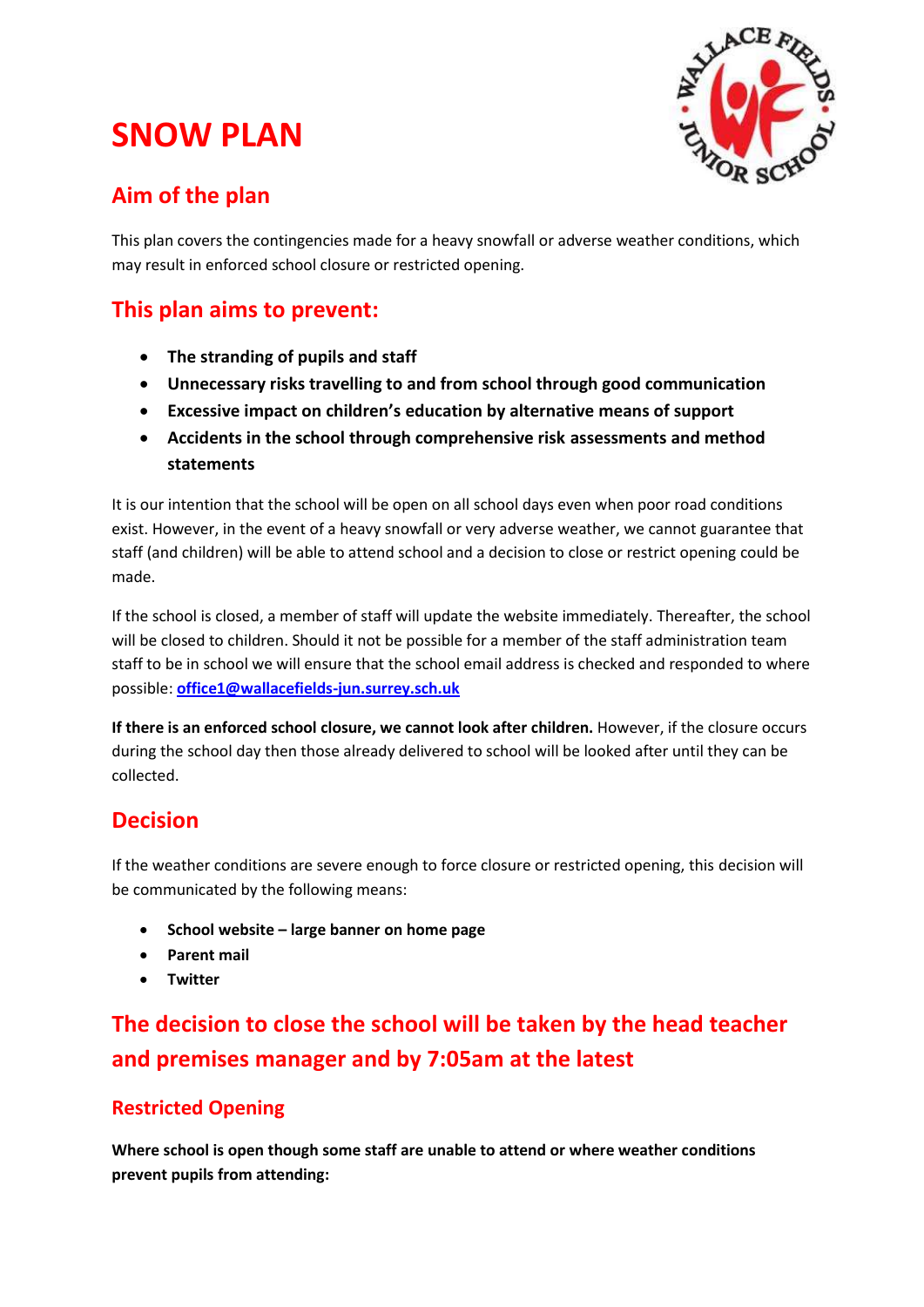# SNOW PLAN

## Aim of the plan

This plan covers the contingencies made for a heavy snowfall or adverse weather conditions, which may result in enforced school closure or restricted opening.

## This plan aims to prevent:

- **The stranding of pupils and staff**
- **Unnecessary risks travelling to and from school through good communication**
- **Excessive impact on children's education by alternative means of support**
- **Accidents in the school through comprehensive risk assessments and method statements**

It is our intention that the school will be open on all school days even when poor road conditions exist. However, in the event of a heavy snowfall or very adverse weather, we cannot guarantee that staff (and children) will be able to attend school and a decision to close or restrict opening could be made.

If the school is closed, a member of staff will update the website immediately. Thereafter, the school will be closed to children. Should it not be possible for a member of the staff administration team staff to be in school we will ensure that the school email address is checked and responded to where possible: **office1@wallacefields-jun.surrey.sch.uk**

**If there is an enforced school closure, we cannot look after children.** However, if the closure occurs during the school day then those already delivered to school will be looked after until they can be collected.

## Decision

If the weather conditions are severe enough to force closure or restricted opening, this decision will be communicated by the following means:

- **School website – large banner on home page**
- **Parent mail**
- **Twitter**

## The decision to close the school will be taken by the head teacher and premises manager and by 7:05am at the latest

### Restricted Opening

**Where school is open though some staff are unable to attend or where weather conditions prevent pupils from attending:**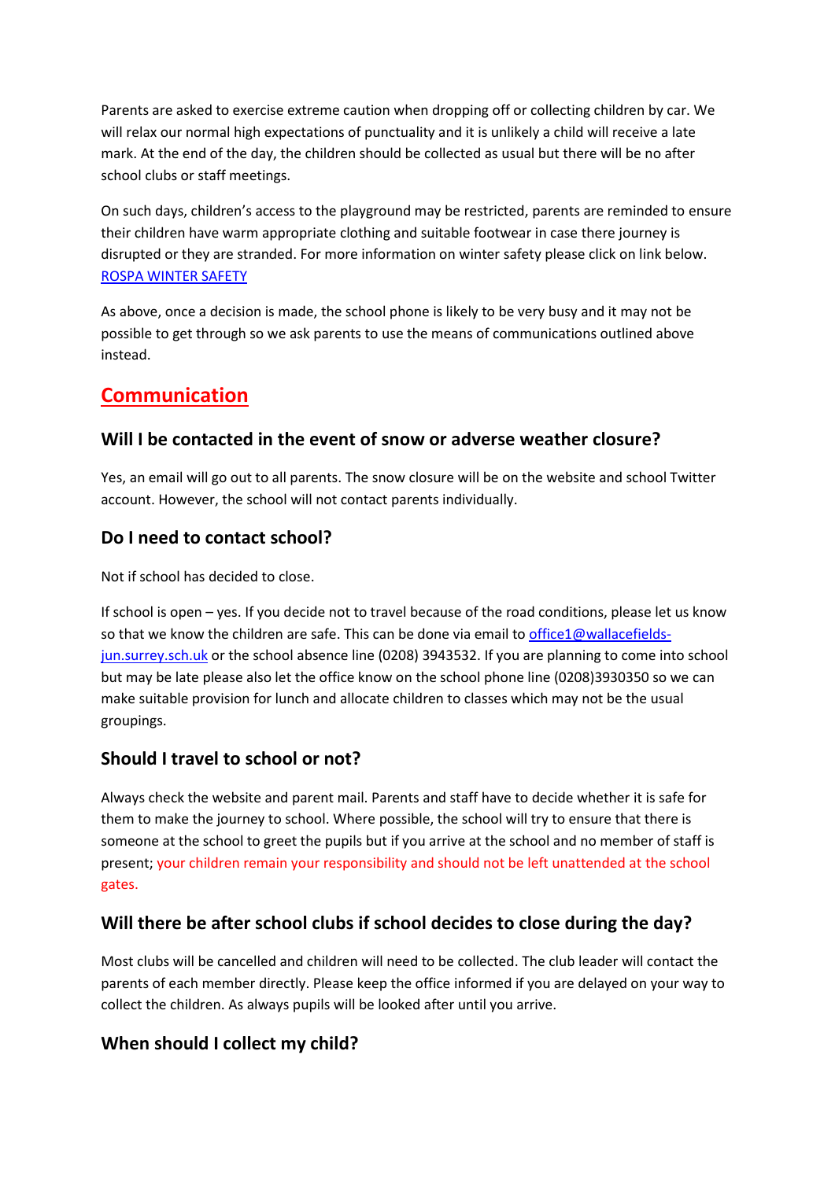Parents are asked to exercise extreme caution when dropping off or collecting children by car. We will relax our normal high expectations of punctuality and it is unlikely a child will receive a late mark. At the end of the day, the children should be collected as usual but there will be no after school clubs or staff meetings.

On such days, children's access to the playground may be restricted, parents are reminded to ensure their children have warm appropriate clothing and suitable footwear in case there journey is disrupted or they are stranded. For more information on winter safety please click on link below. [ROSPA WINTER SAFETY]

As above, once a decision is made, the school phone is likely to be very busy and it may not be possible to get through so we ask parents to use the means of communications outlined above instead.

## Communication

### Will I be contacted in the event of snow or adverse weather closure?

Yes, an email will go out to all parents. The snow closure will be on the website and school Twitter account. However, the school will not contact parents individually.

### Do I need to contact school?

Not if school has decided to close.

If school is open – yes. If you decide not to travel because of the road conditions, please let us know so that we know the children are safe. This can be done via email to office1@wallacefields-jun.surrey.sch.uk or the school absence line (0208) 3943532. If you are planning to come into school but may be late please also let the office know on the school phone line (0208)3930350 so we can make suitable provision for lunch and allocate children to classes which may not be the usual groupings.

### Should I travel to school or not?

Always check the website and parent mail. Parents and staff have to decide whether it is safe for them to make the journey to school. Where possible, the school will try to ensure that there is someone at the school to greet the pupils but if you arrive at the school and no member of staff is present; your children remain your responsibility and should not be left unattended at the school gates.

### Will there be after school clubs if school decides to close during the day?

Most clubs will be cancelled and children will need to be collected. The club leader will contact the parents of each member directly. Please keep the office informed if you are delayed on your way to collect the children. As always pupils will be looked after until you arrive.

### When should I collect my child?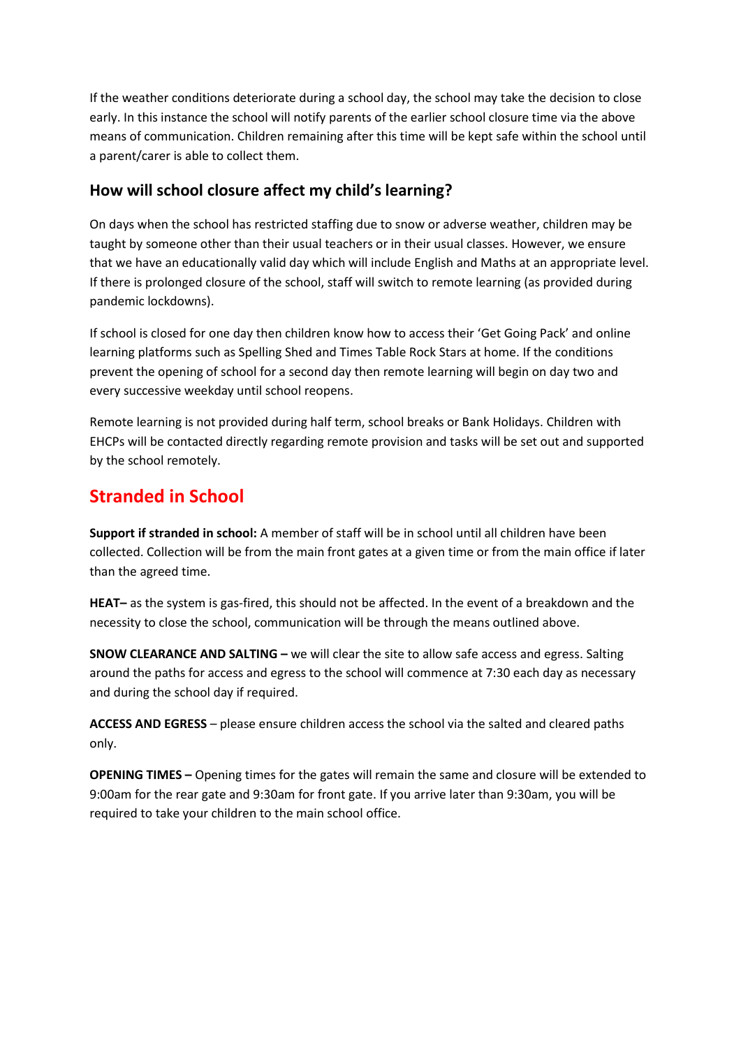If the weather conditions deteriorate during a school day, the school may take the decision to close early. In this instance the school will notify parents of the earlier school closure time via the above means of communication. Children remaining after this time will be kept safe within the school until a parent/carer is able to collect them.

### How will school closure affect my child's learning?

On days when the school has restricted staffing due to snow or adverse weather, children may be taught by someone other than their usual teachers or in their usual classes. However, we ensure that we have an educationally valid day which will include English and Maths at an appropriate level. If there is prolonged closure of the school, staff will switch to remote learning (as provided during pandemic lockdowns).

If school is closed for one day then children know how to access their 'Get Going Pack' and online learning platforms such as Spelling Shed and Times Table Rock Stars at home. If the conditions prevent the opening of school for a second day then remote learning will begin on day two and every successive weekday until school reopens.

Remote learning is not provided during half term, school breaks or Bank Holidays. Children with EHCPs will be contacted directly regarding remote provision and tasks will be set out and supported by the school remotely.

## Stranded in School

**Support if stranded in school:** A member of staff will be in school until all children have been collected. Collection will be from the main front gates at a given time or from the main office if later than the agreed time.

**HEAT–** as the system is gas-fired, this should not be affected. In the event of a breakdown and the necessity to close the school, communication will be through the means outlined above.

**SNOW CLEARANCE AND SALTING –** we will clear the site to allow safe access and egress. Salting around the paths for access and egress to the school will commence at 7:30 each day as necessary and during the school day if required.

**ACCESS AND EGRESS** – please ensure children access the school via the salted and cleared paths only.

**OPENING TIMES –** Opening times for the gates will remain the same and closure will be extended to 9:00am for the rear gate and 9:30am for front gate. If you arrive later than 9:30am, you will be required to take your children to the main school office.